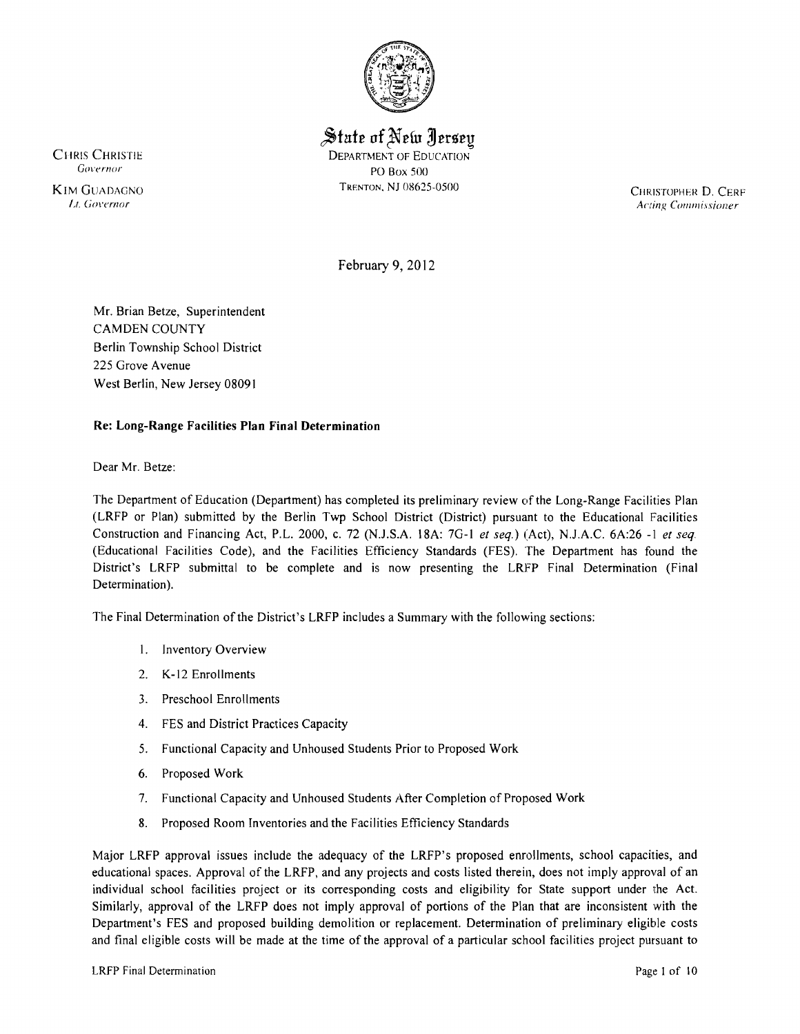# State of New Jersey

DEPARTMENT OF EDUCATION
PO Box 500
TRENTON, NJ 08625-0500

CHRIS CHRISTIE
*Governor*

KIM GUADAGNO
*Lt. Governor*

CHRISTOPHER D. CERF
*Acting Commissioner*

February 9, 2012

Mr. Brian Betze, Superintendent
CAMDEN COUNTY
Berlin Township School District
225 Grove Avenue
West Berlin, New Jersey 08091

**Re: Long-Range Facilities Plan Final Determination**

Dear Mr. Betze:

The Department of Education (Department) has completed its preliminary review of the Long-Range Facilities Plan (LRFP or Plan) submitted by the Berlin Twp School District (District) pursuant to the Educational Facilities Construction and Financing Act, P.L. 2000, c. 72 (N.J.S.A. 18A: 7G-1 *et seq.*) (Act), N.J.A.C. 6A:26 -1 *et seq.* (Educational Facilities Code), and the Facilities Efficiency Standards (FES). The Department has found the District's LRFP submittal to be complete and is now presenting the LRFP Final Determination (Final Determination).

The Final Determination of the District's LRFP includes a Summary with the following sections:

1. Inventory Overview
2. K-12 Enrollments
3. Preschool Enrollments
4. FES and District Practices Capacity
5. Functional Capacity and Unhoused Students Prior to Proposed Work
6. Proposed Work
7. Functional Capacity and Unhoused Students After Completion of Proposed Work
8. Proposed Room Inventories and the Facilities Efficiency Standards

Major LRFP approval issues include the adequacy of the LRFP's proposed enrollments, school capacities, and educational spaces. Approval of the LRFP, and any projects and costs listed therein, does not imply approval of an individual school facilities project or its corresponding costs and eligibility for State support under the Act. Similarly, approval of the LRFP does not imply approval of portions of the Plan that are inconsistent with the Department's FES and proposed building demolition or replacement. Determination of preliminary eligible costs and final eligible costs will be made at the time of the approval of a particular school facilities project pursuant to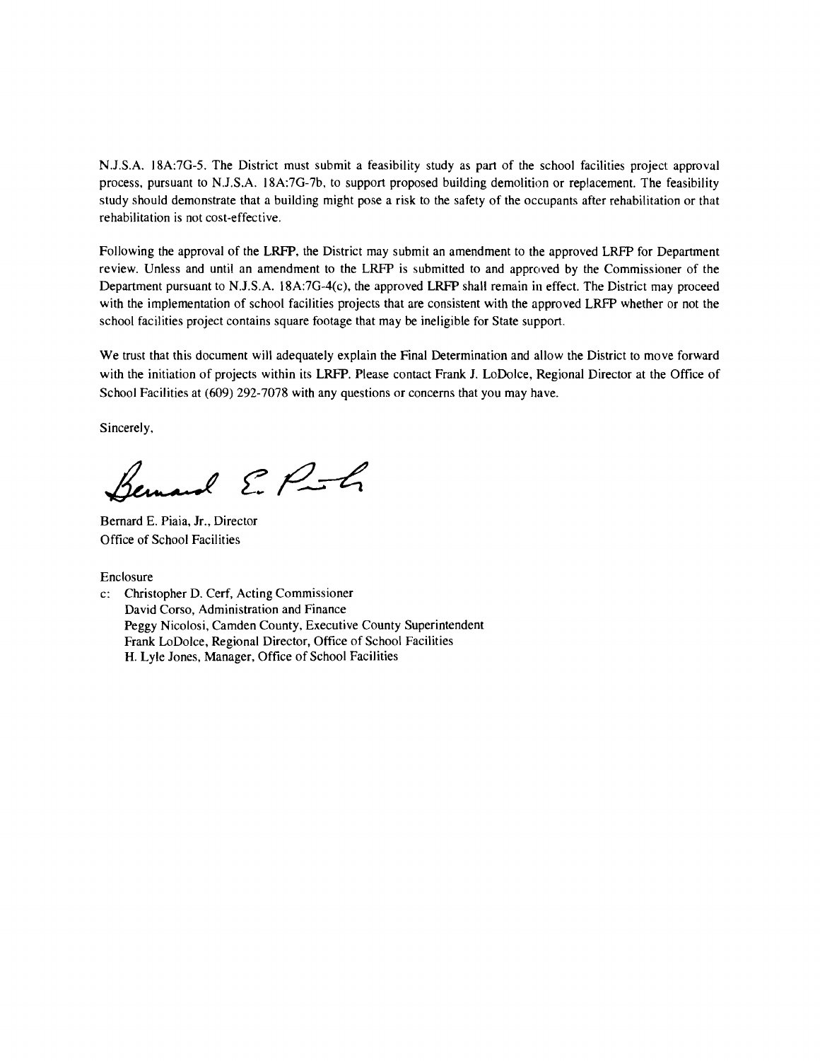N.J.S.A. 18A:7G-5. The District must submit a feasibility study as part of the school facilities project approval process, pursuant to N.J.S.A. 18A:7G-7b, to support proposed building demolition or replacement. The feasibility study should demonstrate that a building might pose a risk to the safety of the occupants after rehabilitation or that rehabilitation is not cost-effective.

Following the approval of the LRFP, the District may submit an amendment to the approved LRFP for Department review. Unless and until an amendment to the LRFP is submitted to and approved by the Commissioner of the Department pursuant to N.J.S.A. 18A:7G-4(c), the approved LRFP shall remain in effect. The District may proceed with the implementation of school facilities projects that are consistent with the approved LRFP whether or not the school facilities project contains square footage that may be ineligible for State support.

We trust that this document will adequately explain the Final Determination and allow the District to move forward with the initiation of projects within its LRFP. Please contact Frank J. LoDolce, Regional Director at the Office of School Facilities at (609) 292-7078 with any questions or concerns that you may have.

Sincerely,

Bernard E. Piaia, Jr., Director
Office of School Facilities

Enclosure

c: Christopher D. Cerf, Acting Commissioner
David Corso, Administration and Finance
Peggy Nicolosi, Camden County, Executive County Superintendent
Frank LoDolce, Regional Director, Office of School Facilities
H. Lyle Jones, Manager, Office of School Facilities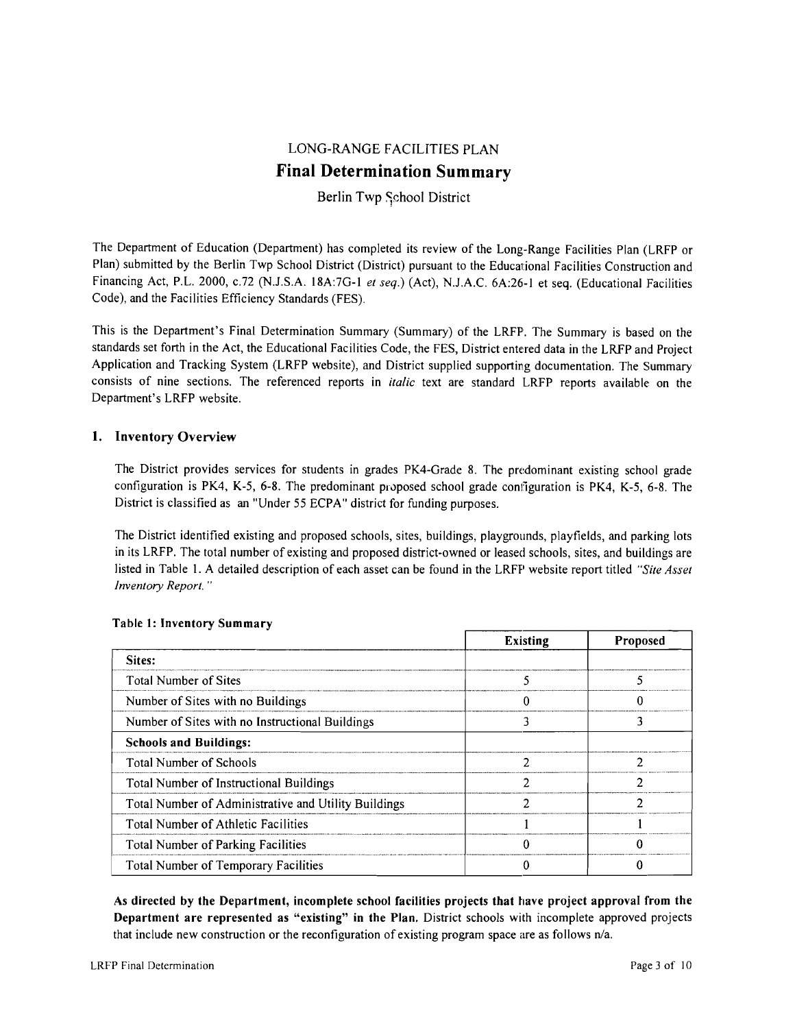# LONG-RANGE FACILITIES PLAN

## Final Determination Summary

Berlin Twp School District

The Department of Education (Department) has completed its review of the Long-Range Facilities Plan (LRFP or Plan) submitted by the Berlin Twp School District (District) pursuant to the Educational Facilities Construction and Financing Act, P.L. 2000, c.72 (N.J.S.A. 18A:7G-1 *et seq.*) (Act), N.J.A.C. 6A:26-1 et seq. (Educational Facilities Code), and the Facilities Efficiency Standards (FES).

This is the Department's Final Determination Summary (Summary) of the LRFP. The Summary is based on the standards set forth in the Act, the Educational Facilities Code, the FES, District entered data in the LRFP and Project Application and Tracking System (LRFP website), and District supplied supporting documentation. The Summary consists of nine sections. The referenced reports in *italic* text are standard LRFP reports available on the Department's LRFP website.

### 1. Inventory Overview

The District provides services for students in grades PK4-Grade 8. The predominant existing school grade configuration is PK4, K-5, 6-8. The predominant proposed school grade configuration is PK4, K-5, 6-8. The District is classified as an "Under 55 ECPA" district for funding purposes.

The District identified existing and proposed schools, sites, buildings, playgrounds, playfields, and parking lots in its LRFP. The total number of existing and proposed district-owned or leased schools, sites, and buildings are listed in Table 1. A detailed description of each asset can be found in the LRFP website report titled *"Site Asset Inventory Report."*

**Table 1: Inventory Summary**

| | Existing | Proposed |
|---|---|---|
| **Sites:** | | |
| Total Number of Sites | 5 | 5 |
| Number of Sites with no Buildings | 0 | 0 |
| Number of Sites with no Instructional Buildings | 3 | 3 |
| **Schools and Buildings:** | | |
| Total Number of Schools | 2 | 2 |
| Total Number of Instructional Buildings | 2 | 2 |
| Total Number of Administrative and Utility Buildings | 2 | 2 |
| Total Number of Athletic Facilities | 1 | 1 |
| Total Number of Parking Facilities | 0 | 0 |
| Total Number of Temporary Facilities | 0 | 0 |

**As directed by the Department, incomplete school facilities projects that have project approval from the Department are represented as "existing" in the Plan.** District schools with incomplete approved projects that include new construction or the reconfiguration of existing program space are as follows n/a.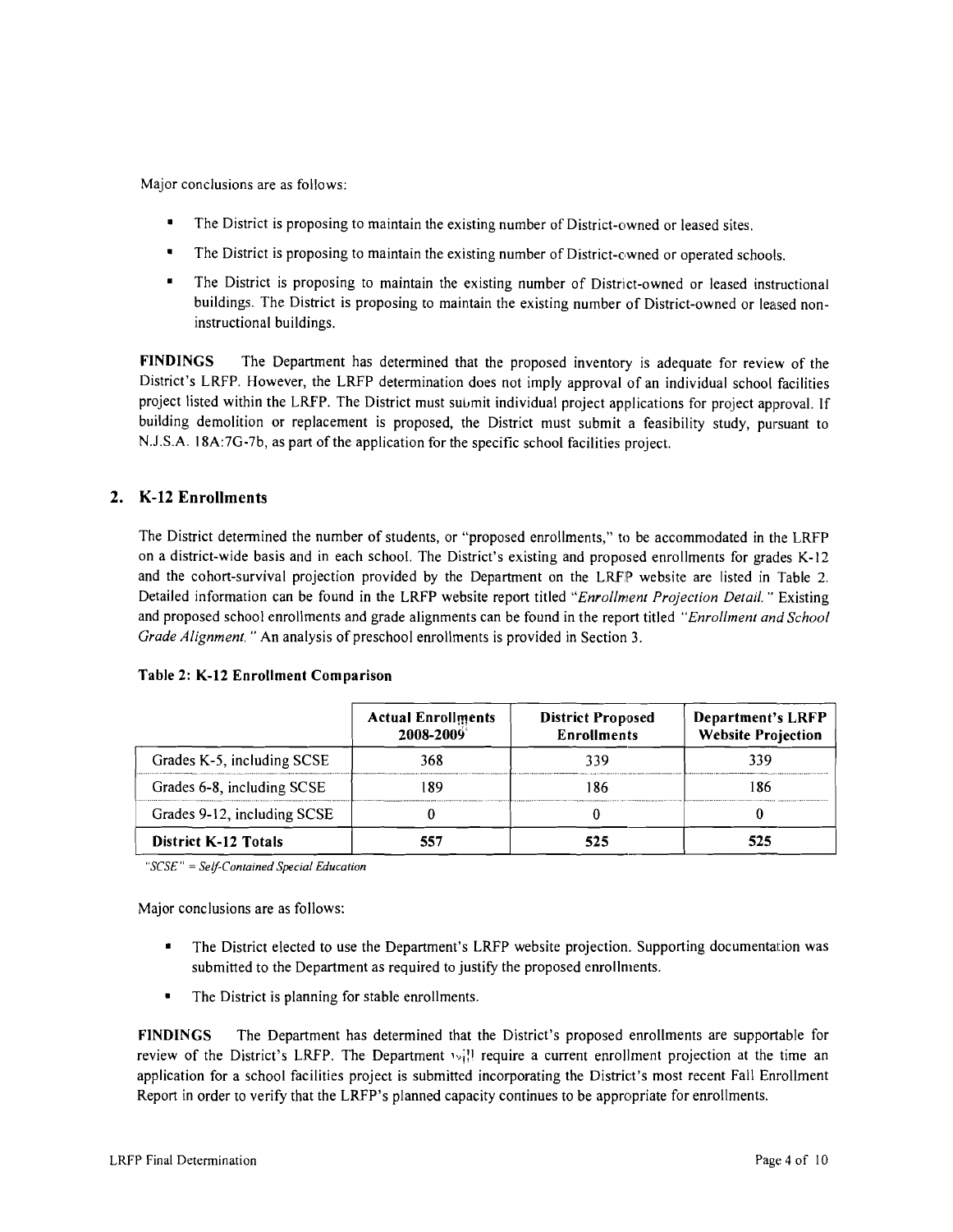Major conclusions are as follows:

- The District is proposing to maintain the existing number of District-owned or leased sites.
- The District is proposing to maintain the existing number of District-owned or operated schools.
- The District is proposing to maintain the existing number of District-owned or leased instructional buildings. The District is proposing to maintain the existing number of District-owned or leased non-instructional buildings.

**FINDINGS** The Department has determined that the proposed inventory is adequate for review of the District's LRFP. However, the LRFP determination does not imply approval of an individual school facilities project listed within the LRFP. The District must submit individual project applications for project approval. If building demolition or replacement is proposed, the District must submit a feasibility study, pursuant to N.J.S.A. 18A:7G-7b, as part of the application for the specific school facilities project.

## 2. K-12 Enrollments

The District determined the number of students, or "proposed enrollments," to be accommodated in the LRFP on a district-wide basis and in each school. The District's existing and proposed enrollments for grades K-12 and the cohort-survival projection provided by the Department on the LRFP website are listed in Table 2. Detailed information can be found in the LRFP website report titled *"Enrollment Projection Detail."* Existing and proposed school enrollments and grade alignments can be found in the report titled *"Enrollment and School Grade Alignment."* An analysis of preschool enrollments is provided in Section 3.

**Table 2: K-12 Enrollment Comparison**

| | Actual Enrollments 2008-2009 | District Proposed Enrollments | Department's LRFP Website Projection |
|---|---|---|---|
| Grades K-5, including SCSE | 368 | 339 | 339 |
| Grades 6-8, including SCSE | 189 | 186 | 186 |
| Grades 9-12, including SCSE | 0 | 0 | 0 |
| **District K-12 Totals** | **557** | **525** | **525** |

*"SCSE" = Self-Contained Special Education*

Major conclusions are as follows:

- The District elected to use the Department's LRFP website projection. Supporting documentation was submitted to the Department as required to justify the proposed enrollments.
- The District is planning for stable enrollments.

**FINDINGS** The Department has determined that the District's proposed enrollments are supportable for review of the District's LRFP. The Department will require a current enrollment projection at the time an application for a school facilities project is submitted incorporating the District's most recent Fall Enrollment Report in order to verify that the LRFP's planned capacity continues to be appropriate for enrollments.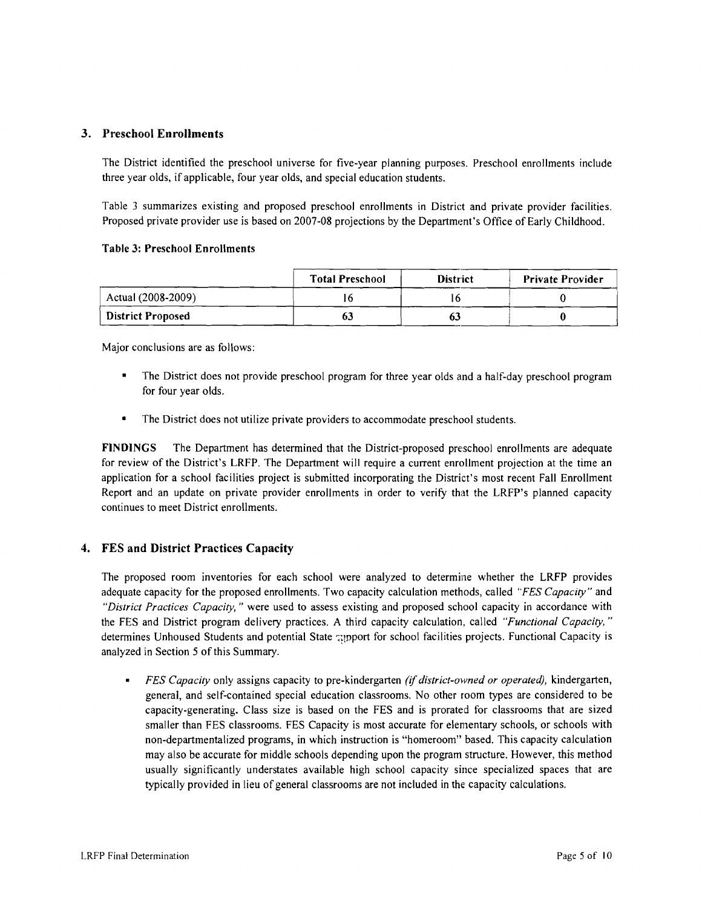## 3. Preschool Enrollments

The District identified the preschool universe for five-year planning purposes. Preschool enrollments include three year olds, if applicable, four year olds, and special education students.

Table 3 summarizes existing and proposed preschool enrollments in District and private provider facilities. Proposed private provider use is based on 2007-08 projections by the Department's Office of Early Childhood.

**Table 3: Preschool Enrollments**

| | Total Preschool | District | Private Provider |
|---|---|---|---|
| Actual (2008-2009) | 16 | 16 | 0 |
| **District Proposed** | **63** | **63** | **0** |

Major conclusions are as follows:

- The District does not provide preschool program for three year olds and a half-day preschool program for four year olds.
- The District does not utilize private providers to accommodate preschool students.

**FINDINGS** The Department has determined that the District-proposed preschool enrollments are adequate for review of the District's LRFP. The Department will require a current enrollment projection at the time an application for a school facilities project is submitted incorporating the District's most recent Fall Enrollment Report and an update on private provider enrollments in order to verify that the LRFP's planned capacity continues to meet District enrollments.

## 4. FES and District Practices Capacity

The proposed room inventories for each school were analyzed to determine whether the LRFP provides adequate capacity for the proposed enrollments. Two capacity calculation methods, called *"FES Capacity"* and *"District Practices Capacity,"* were used to assess existing and proposed school capacity in accordance with the FES and District program delivery practices. A third capacity calculation, called *"Functional Capacity,"* determines Unhoused Students and potential State support for school facilities projects. Functional Capacity is analyzed in Section 5 of this Summary.

- *FES Capacity* only assigns capacity to pre-kindergarten *(if district-owned or operated),* kindergarten, general, and self-contained special education classrooms. No other room types are considered to be capacity-generating. Class size is based on the FES and is prorated for classrooms that are sized smaller than FES classrooms. FES Capacity is most accurate for elementary schools, or schools with non-departmentalized programs, in which instruction is "homeroom" based. This capacity calculation may also be accurate for middle schools depending upon the program structure. However, this method usually significantly understates available high school capacity since specialized spaces that are typically provided in lieu of general classrooms are not included in the capacity calculations.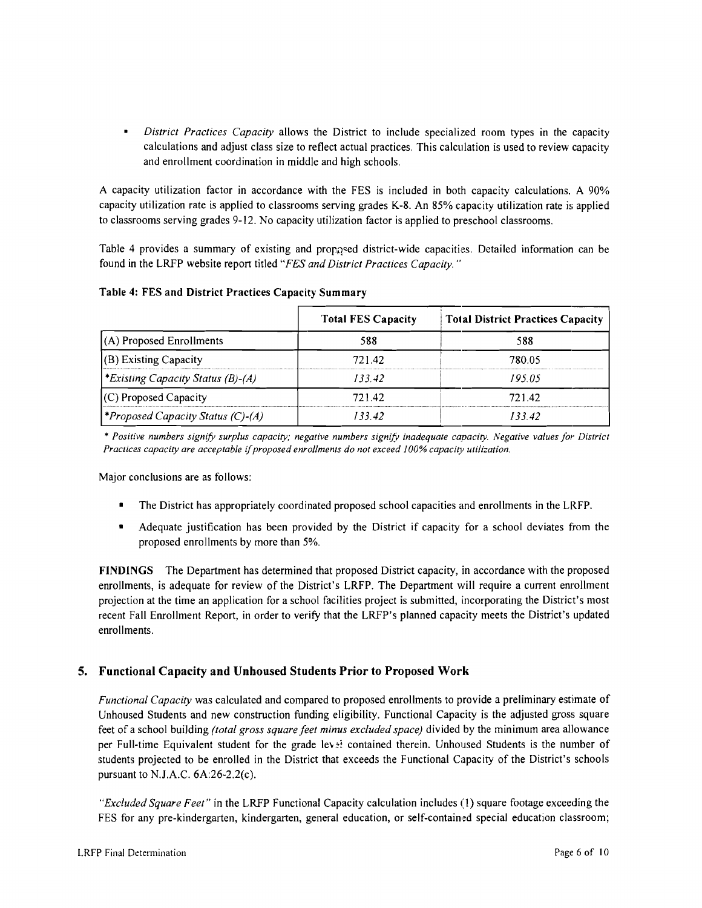- *District Practices Capacity* allows the District to include specialized room types in the capacity calculations and adjust class size to reflect actual practices. This calculation is used to review capacity and enrollment coordination in middle and high schools.

A capacity utilization factor in accordance with the FES is included in both capacity calculations. A 90% capacity utilization rate is applied to classrooms serving grades K-8. An 85% capacity utilization rate is applied to classrooms serving grades 9-12. No capacity utilization factor is applied to preschool classrooms.

Table 4 provides a summary of existing and proposed district-wide capacities. Detailed information can be found in the LRFP website report titled "*FES and District Practices Capacity.*"

**Table 4: FES and District Practices Capacity Summary**

| | Total FES Capacity | Total District Practices Capacity |
|---|---|---|
| (A) Proposed Enrollments | 588 | 588 |
| (B) Existing Capacity | 721.42 | 780.05 |
| **Existing Capacity Status (B)-(A)* | *133.42* | *195.05* |
| (C) Proposed Capacity | 721.42 | 721.42 |
| **Proposed Capacity Status (C)-(A)* | *133.42* | *133.42* |

*\* Positive numbers signify surplus capacity; negative numbers signify inadequate capacity. Negative values for District Practices capacity are acceptable if proposed enrollments do not exceed 100% capacity utilization.*

Major conclusions are as follows:

- The District has appropriately coordinated proposed school capacities and enrollments in the LRFP.
- Adequate justification has been provided by the District if capacity for a school deviates from the proposed enrollments by more than 5%.

**FINDINGS** The Department has determined that proposed District capacity, in accordance with the proposed enrollments, is adequate for review of the District's LRFP. The Department will require a current enrollment projection at the time an application for a school facilities project is submitted, incorporating the District's most recent Fall Enrollment Report, in order to verify that the LRFP's planned capacity meets the District's updated enrollments.

## 5. Functional Capacity and Unhoused Students Prior to Proposed Work

*Functional Capacity* was calculated and compared to proposed enrollments to provide a preliminary estimate of Unhoused Students and new construction funding eligibility. Functional Capacity is the adjusted gross square feet of a school building *(total gross square feet minus excluded space)* divided by the minimum area allowance per Full-time Equivalent student for the grade level contained therein. Unhoused Students is the number of students projected to be enrolled in the District that exceeds the Functional Capacity of the District's schools pursuant to N.J.A.C. 6A:26-2.2(c).

*"Excluded Square Feet"* in the LRFP Functional Capacity calculation includes (1) square footage exceeding the FES for any pre-kindergarten, kindergarten, general education, or self-contained special education classroom;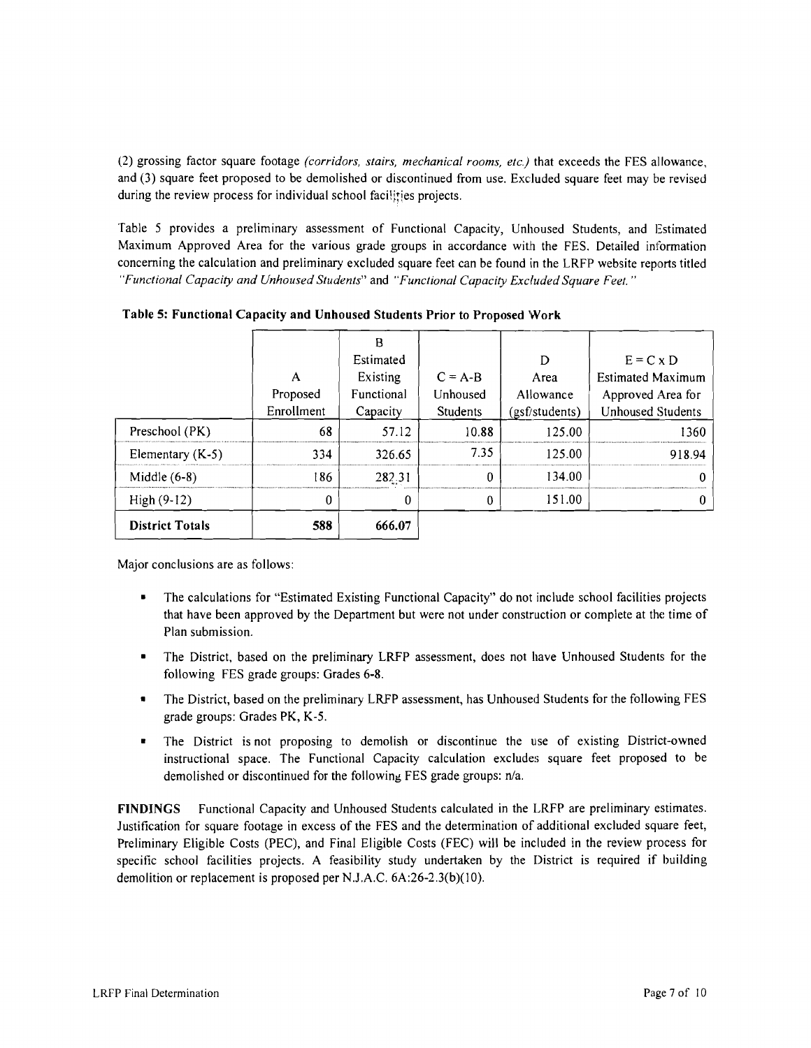(2) grossing factor square footage *(corridors, stairs, mechanical rooms, etc.)* that exceeds the FES allowance, and (3) square feet proposed to be demolished or discontinued from use. Excluded square feet may be revised during the review process for individual school facilities projects.

Table 5 provides a preliminary assessment of Functional Capacity, Unhoused Students, and Estimated Maximum Approved Area for the various grade groups in accordance with the FES. Detailed information concerning the calculation and preliminary excluded square feet can be found in the LRFP website reports titled *"Functional Capacity and Unhoused Students"* and *"Functional Capacity Excluded Square Feet."*

**Table 5: Functional Capacity and Unhoused Students Prior to Proposed Work**

| | A Proposed Enrollment | B Estimated Existing Functional Capacity | C = A-B Unhoused Students | D Area Allowance (gsf/students) | E = C x D Estimated Maximum Approved Area for Unhoused Students |
|---|---|---|---|---|---|
| Preschool (PK) | 68 | 57.12 | 10.88 | 125.00 | 1360 |
| Elementary (K-5) | 334 | 326.65 | 7.35 | 125.00 | 918.94 |
| Middle (6-8) | 186 | 282.31 | 0 | 134.00 | 0 |
| High (9-12) | 0 | 0 | 0 | 151.00 | 0 |
| **District Totals** | **588** | **666.07** | | | |

Major conclusions are as follows:

- The calculations for "Estimated Existing Functional Capacity" do not include school facilities projects that have been approved by the Department but were not under construction or complete at the time of Plan submission.
- The District, based on the preliminary LRFP assessment, does not have Unhoused Students for the following FES grade groups: Grades 6-8.
- The District, based on the preliminary LRFP assessment, has Unhoused Students for the following FES grade groups: Grades PK, K-5.
- The District is not proposing to demolish or discontinue the use of existing District-owned instructional space. The Functional Capacity calculation excludes square feet proposed to be demolished or discontinued for the following FES grade groups: n/a.

**FINDINGS** Functional Capacity and Unhoused Students calculated in the LRFP are preliminary estimates. Justification for square footage in excess of the FES and the determination of additional excluded square feet, Preliminary Eligible Costs (PEC), and Final Eligible Costs (FEC) will be included in the review process for specific school facilities projects. A feasibility study undertaken by the District is required if building demolition or replacement is proposed per N.J.A.C. 6A:26-2.3(b)(10).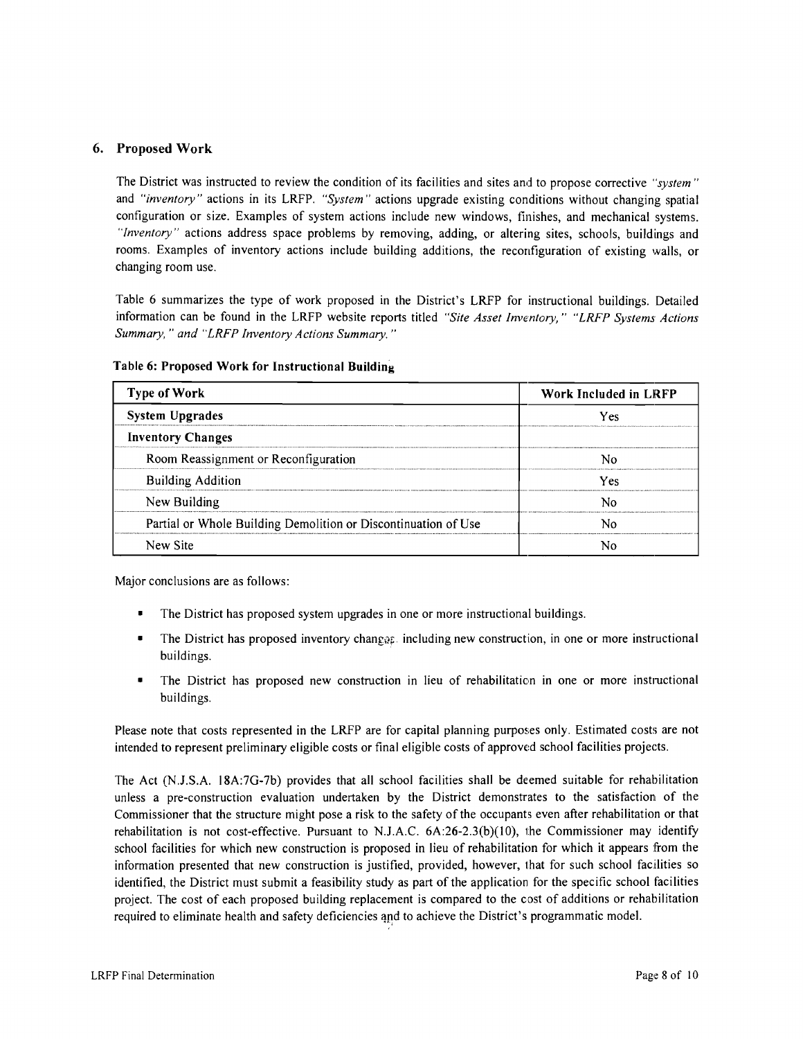## 6. Proposed Work

The District was instructed to review the condition of its facilities and sites and to propose corrective *"system"* and *"inventory"* actions in its LRFP. *"System"* actions upgrade existing conditions without changing spatial configuration or size. Examples of system actions include new windows, finishes, and mechanical systems. *"Inventory"* actions address space problems by removing, adding, or altering sites, schools, buildings and rooms. Examples of inventory actions include building additions, the reconfiguration of existing walls, or changing room use.

Table 6 summarizes the type of work proposed in the District's LRFP for instructional buildings. Detailed information can be found in the LRFP website reports titled *"Site Asset Inventory," "LRFP Systems Actions Summary," and "LRFP Inventory Actions Summary."*

**Table 6: Proposed Work for Instructional Building**

| Type of Work | Work Included in LRFP |
|---|---|
| **System Upgrades** | Yes |
| **Inventory Changes** | |
| Room Reassignment or Reconfiguration | No |
| Building Addition | Yes |
| New Building | No |
| Partial or Whole Building Demolition or Discontinuation of Use | No |
| New Site | No |

Major conclusions are as follows:

- The District has proposed system upgrades in one or more instructional buildings.
- The District has proposed inventory changes, including new construction, in one or more instructional buildings.
- The District has proposed new construction in lieu of rehabilitation in one or more instructional buildings.

Please note that costs represented in the LRFP are for capital planning purposes only. Estimated costs are not intended to represent preliminary eligible costs or final eligible costs of approved school facilities projects.

The Act (N.J.S.A. 18A:7G-7b) provides that all school facilities shall be deemed suitable for rehabilitation unless a pre-construction evaluation undertaken by the District demonstrates to the satisfaction of the Commissioner that the structure might pose a risk to the safety of the occupants even after rehabilitation or that rehabilitation is not cost-effective. Pursuant to N.J.A.C. 6A:26-2.3(b)(10), the Commissioner may identify school facilities for which new construction is proposed in lieu of rehabilitation for which it appears from the information presented that new construction is justified, provided, however, that for such school facilities so identified, the District must submit a feasibility study as part of the application for the specific school facilities project. The cost of each proposed building replacement is compared to the cost of additions or rehabilitation required to eliminate health and safety deficiencies and to achieve the District's programmatic model.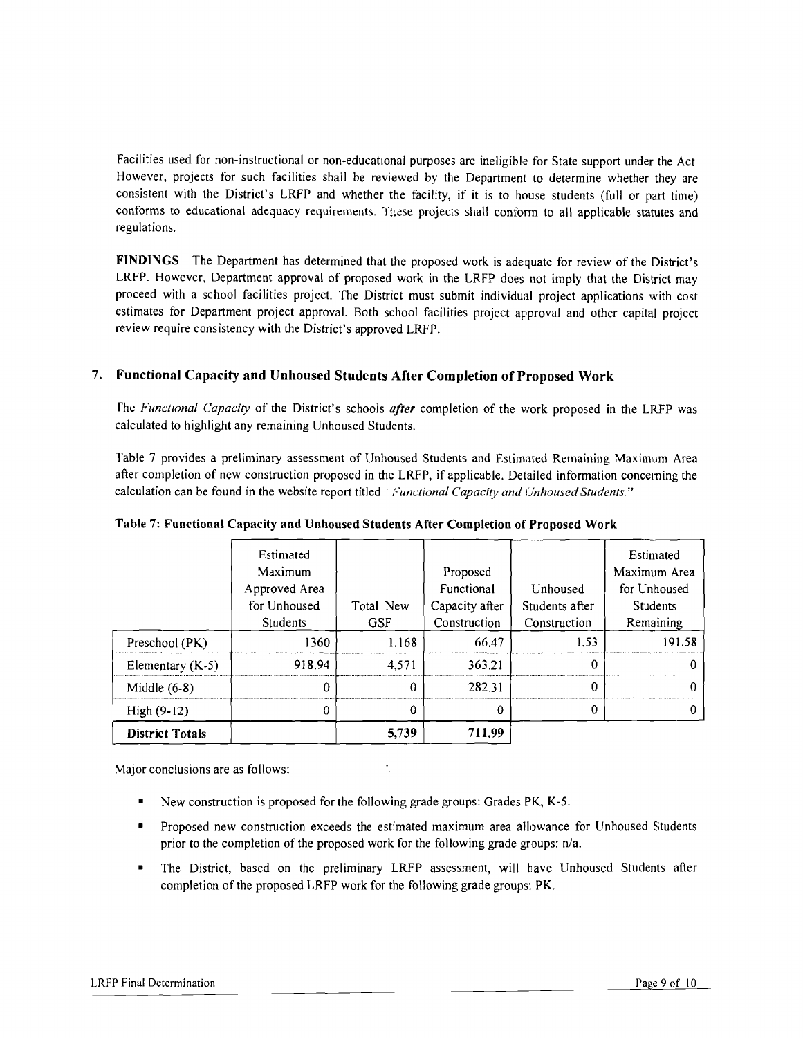Facilities used for non-instructional or non-educational purposes are ineligible for State support under the Act. However, projects for such facilities shall be reviewed by the Department to determine whether they are consistent with the District's LRFP and whether the facility, if it is to house students (full or part time) conforms to educational adequacy requirements. These projects shall conform to all applicable statutes and regulations.

**FINDINGS** The Department has determined that the proposed work is adequate for review of the District's LRFP. However, Department approval of proposed work in the LRFP does not imply that the District may proceed with a school facilities project. The District must submit individual project applications with cost estimates for Department project approval. Both school facilities project approval and other capital project review require consistency with the District's approved LRFP.

## 7. Functional Capacity and Unhoused Students After Completion of Proposed Work

The *Functional Capacity* of the District's schools ***after*** completion of the work proposed in the LRFP was calculated to highlight any remaining Unhoused Students.

Table 7 provides a preliminary assessment of Unhoused Students and Estimated Remaining Maximum Area after completion of new construction proposed in the LRFP, if applicable. Detailed information concerning the calculation can be found in the website report titled "*Functional Capacity and Unhoused Students.*"

**Table 7: Functional Capacity and Unhoused Students After Completion of Proposed Work**

| | Estimated Maximum Approved Area for Unhoused Students | Total New GSF | Proposed Functional Capacity after Construction | Unhoused Students after Construction | Estimated Maximum Area for Unhoused Students Remaining |
|---|---|---|---|---|---|
| Preschool (PK) | 1360 | 1,168 | 66.47 | 1.53 | 191.58 |
| Elementary (K-5) | 918.94 | 4,571 | 363.21 | 0 | 0 |
| Middle (6-8) | 0 | 0 | 282.31 | 0 | 0 |
| High (9-12) | 0 | 0 | 0 | 0 | 0 |
| **District Totals** | | **5,739** | **711.99** | | |

Major conclusions are as follows:

- New construction is proposed for the following grade groups: Grades PK, K-5.
- Proposed new construction exceeds the estimated maximum area allowance for Unhoused Students prior to the completion of the proposed work for the following grade groups: n/a.
- The District, based on the preliminary LRFP assessment, will have Unhoused Students after completion of the proposed LRFP work for the following grade groups: PK.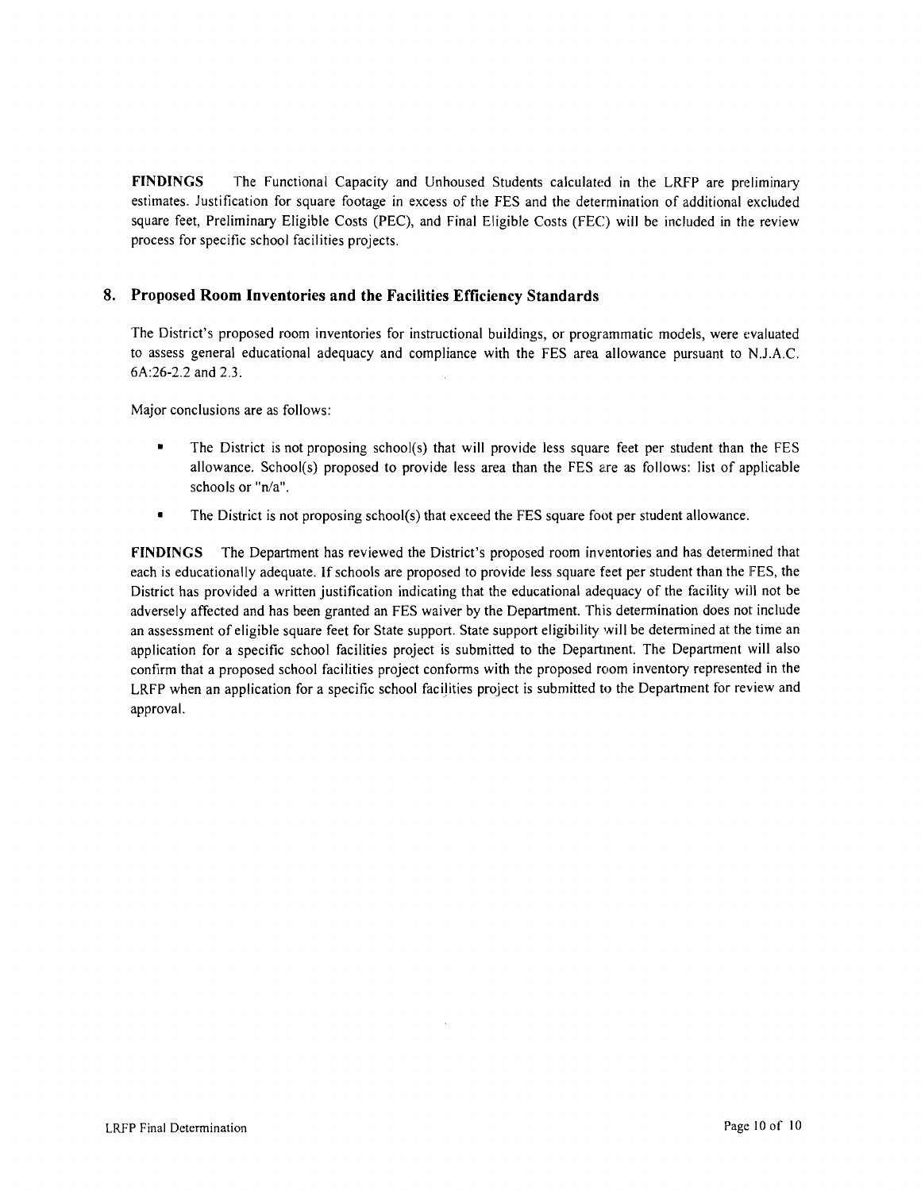**FINDINGS** The Functional Capacity and Unhoused Students calculated in the LRFP are preliminary estimates. Justification for square footage in excess of the FES and the determination of additional excluded square feet, Preliminary Eligible Costs (PEC), and Final Eligible Costs (FEC) will be included in the review process for specific school facilities projects.

## 8. Proposed Room Inventories and the Facilities Efficiency Standards

The District's proposed room inventories for instructional buildings, or programmatic models, were evaluated to assess general educational adequacy and compliance with the FES area allowance pursuant to N.J.A.C. 6A:26-2.2 and 2.3.

Major conclusions are as follows:

- The District is not proposing school(s) that will provide less square feet per student than the FES allowance. School(s) proposed to provide less area than the FES are as follows: list of applicable schools or "n/a".
- The District is not proposing school(s) that exceed the FES square foot per student allowance.

**FINDINGS** The Department has reviewed the District's proposed room inventories and has determined that each is educationally adequate. If schools are proposed to provide less square feet per student than the FES, the District has provided a written justification indicating that the educational adequacy of the facility will not be adversely affected and has been granted an FES waiver by the Department. This determination does not include an assessment of eligible square feet for State support. State support eligibility will be determined at the time an application for a specific school facilities project is submitted to the Department. The Department will also confirm that a proposed school facilities project conforms with the proposed room inventory represented in the LRFP when an application for a specific school facilities project is submitted to the Department for review and approval.